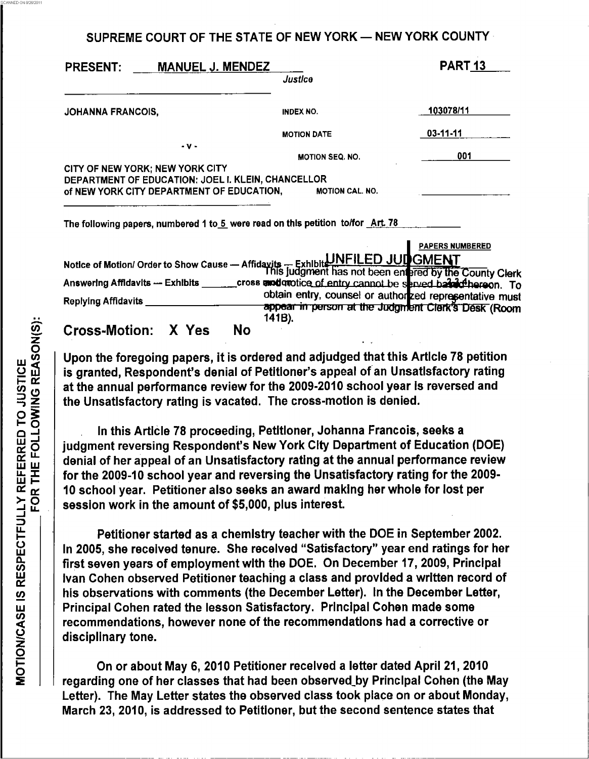SUPREME COURT OF THE STATE OF NEW YORK — NEW YORK COUNTY

PRESENT: MANUEL J. MENDEZ, Justice — PART 13

| | | |
|---|---|---|
| JOHANNA FRANCOIS, | INDEX NO. | 103078/11 |
| | MOTION DATE | 03-11-11 |
| - v - | MOTION SEQ. NO. | 001 |
| CITY OF NEW YORK; NEW YORK CITY DEPARTMENT OF EDUCATION; JOEL I. KLEIN, CHANCELLOR of NEW YORK CITY DEPARTMENT OF EDUCATION, | MOTION CAL. NO. | |

The following papers, numbered 1 to 5 were read on this petition to/for Art. 78

| | PAPERS NUMBERED |
|---|---|
| Notice of Motion/ Order to Show Cause — Affidavits — Exhibits | |
| Answering Affidavits — Exhibits _______ cross motion | |
| Replying Affidavits | |

UNFILED JUDGMENT

This judgment has not been entered by the County Clerk and notice of entry cannot be served based hereon. To obtain entry, counsel or authorized representative must appear in person at the Judgment Clerk's Desk (Room 141B).

Cross-Motion: X Yes No

MOTION/CASE IS RESPECTFULLY REFERRED TO JUSTICE FOR THE FOLLOWING REASON(S):

Upon the foregoing papers, it is ordered and adjudged that this Article 78 petition is granted, Respondent's denial of Petitioner's appeal of an Unsatisfactory rating at the annual performance review for the 2009-2010 school year is reversed and the Unsatisfactory rating is vacated. The cross-motion is denied.

In this Article 78 proceeding, Petitioner, Johanna Francois, seeks a judgment reversing Respondent's New York City Department of Education (DOE) denial of her appeal of an Unsatisfactory rating at the annual performance review for the 2009-10 school year and reversing the Unsatisfactory rating for the 2009-10 school year. Petitioner also seeks an award making her whole for lost per session work in the amount of $5,000, plus interest.

Petitioner started as a chemistry teacher with the DOE in September 2002. In 2005, she received tenure. She received "Satisfactory" year end ratings for her first seven years of employment with the DOE. On December 17, 2009, Principal Ivan Cohen observed Petitioner teaching a class and provided a written record of his observations with comments (the December Letter). In the December Letter, Principal Cohen rated the lesson Satisfactory. Principal Cohen made some recommendations, however none of the recommendations had a corrective or disciplinary tone.

On or about May 6, 2010 Petitioner received a letter dated April 21, 2010 regarding one of her classes that had been observed by Principal Cohen (the May Letter). The May Letter states the observed class took place on or about Monday, March 23, 2010, is addressed to Petitioner, but the second sentence states that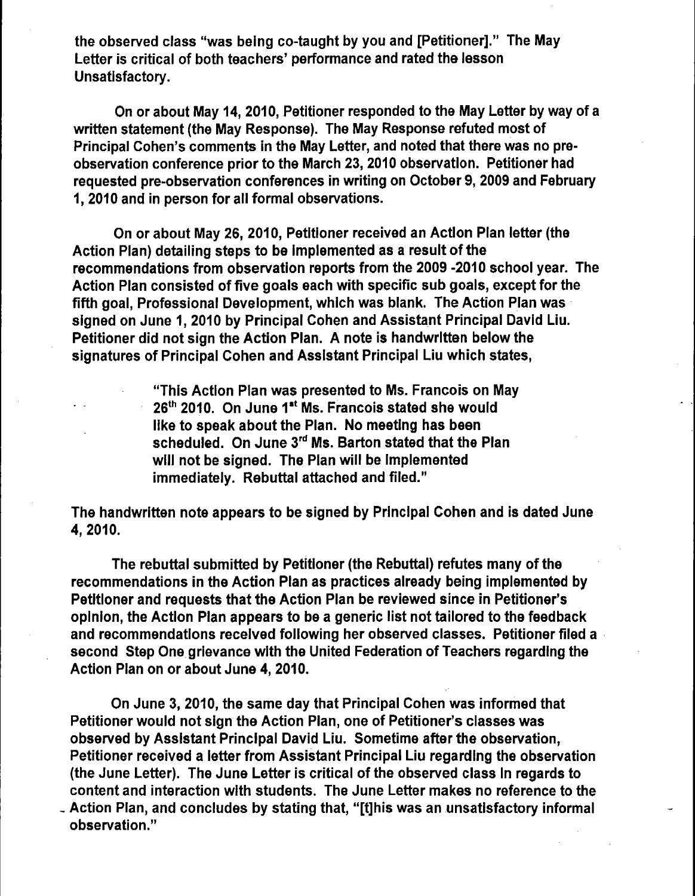the observed class "was being co-taught by you and [Petitioner]." The May Letter is critical of both teachers' performance and rated the lesson Unsatisfactory.

On or about May 14, 2010, Petitioner responded to the May Letter by way of a written statement (the May Response). The May Response refuted most of Principal Cohen's comments in the May Letter, and noted that there was no pre-observation conference prior to the March 23, 2010 observation. Petitioner had requested pre-observation conferences in writing on October 9, 2009 and February 1, 2010 and in person for all formal observations.

On or about May 26, 2010, Petitioner received an Action Plan letter (the Action Plan) detailing steps to be implemented as a result of the recommendations from observation reports from the 2009 -2010 school year. The Action Plan consisted of five goals each with specific sub goals, except for the fifth goal, Professional Development, which was blank. The Action Plan was signed on June 1, 2010 by Principal Cohen and Assistant Principal David Liu. Petitioner did not sign the Action Plan. A note is handwritten below the signatures of Principal Cohen and Assistant Principal Liu which states,

> "This Action Plan was presented to Ms. Francois on May 26th 2010. On June 1st Ms. Francois stated she would like to speak about the Plan. No meeting has been scheduled. On June 3rd Ms. Barton stated that the Plan will not be signed. The Plan will be implemented immediately. Rebuttal attached and filed."

The handwritten note appears to be signed by Principal Cohen and is dated June 4, 2010.

The rebuttal submitted by Petitioner (the Rebuttal) refutes many of the recommendations in the Action Plan as practices already being implemented by Petitioner and requests that the Action Plan be reviewed since in Petitioner's opinion, the Action Plan appears to be a generic list not tailored to the feedback and recommendations received following her observed classes. Petitioner filed a second Step One grievance with the United Federation of Teachers regarding the Action Plan on or about June 4, 2010.

On June 3, 2010, the same day that Principal Cohen was informed that Petitioner would not sign the Action Plan, one of Petitioner's classes was observed by Assistant Principal David Liu. Sometime after the observation, Petitioner received a letter from Assistant Principal Liu regarding the observation (the June Letter). The June Letter is critical of the observed class in regards to content and interaction with students. The June Letter makes no reference to the Action Plan, and concludes by stating that, "[t]his was an unsatisfactory informal observation."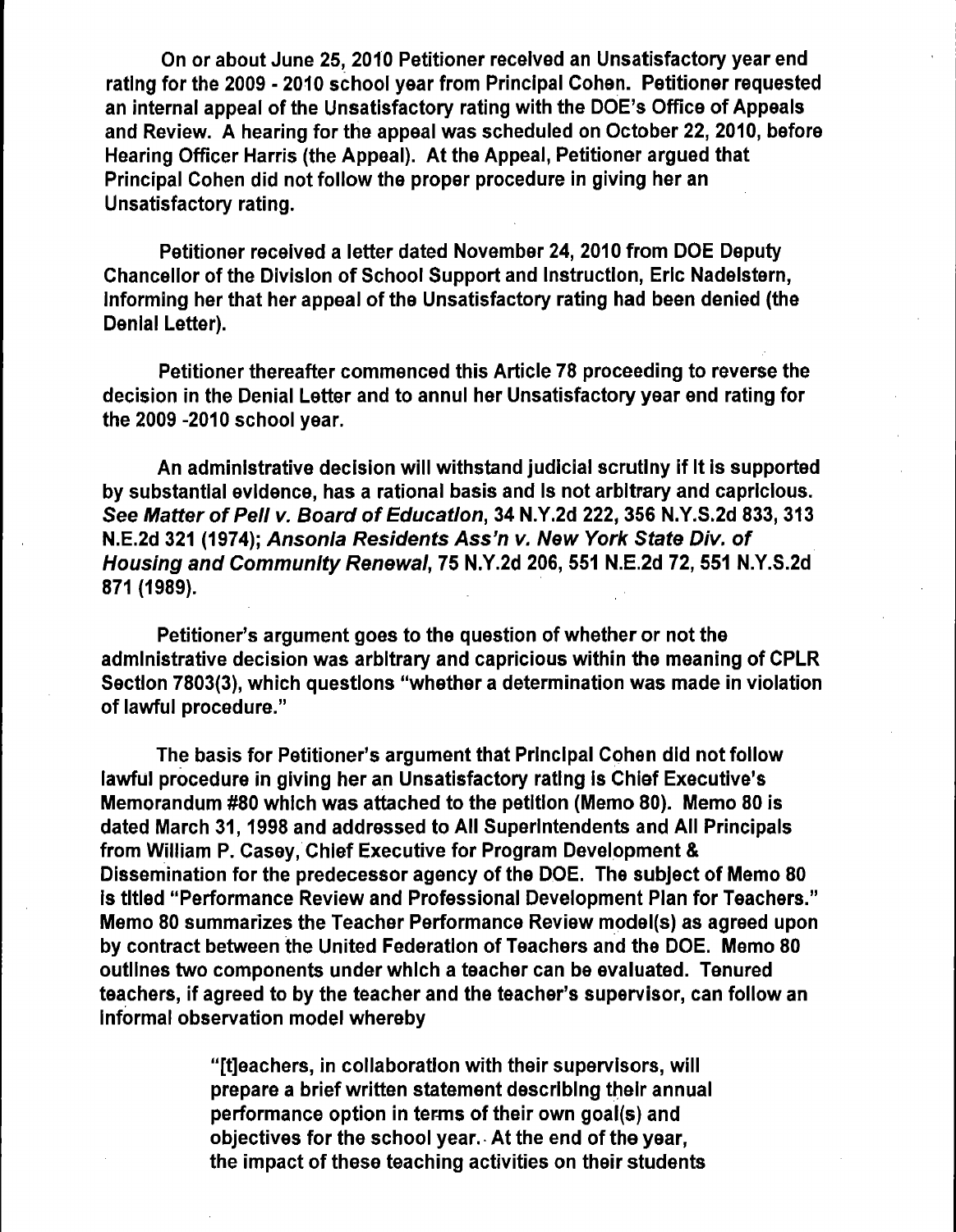On or about June 25, 2010 Petitioner received an Unsatisfactory year end rating for the 2009 - 2010 school year from Principal Cohen. Petitioner requested an internal appeal of the Unsatisfactory rating with the DOE's Office of Appeals and Review. A hearing for the appeal was scheduled on October 22, 2010, before Hearing Officer Harris (the Appeal). At the Appeal, Petitioner argued that Principal Cohen did not follow the proper procedure in giving her an Unsatisfactory rating.

Petitioner received a letter dated November 24, 2010 from DOE Deputy Chancellor of the Division of School Support and Instruction, Eric Nadelstern, informing her that her appeal of the Unsatisfactory rating had been denied (the Denial Letter).

Petitioner thereafter commenced this Article 78 proceeding to reverse the decision in the Denial Letter and to annul her Unsatisfactory year end rating for the 2009 -2010 school year.

An administrative decision will withstand judicial scrutiny if it is supported by substantial evidence, has a rational basis and is not arbitrary and capricious. *See Matter of Pell v. Board of Education*, 34 N.Y.2d 222, 356 N.Y.S.2d 833, 313 N.E.2d 321 (1974); *Ansonia Residents Ass'n v. New York State Div. of Housing and Community Renewal*, 75 N.Y.2d 206, 551 N.E.2d 72, 551 N.Y.S.2d 871 (1989).

Petitioner's argument goes to the question of whether or not the administrative decision was arbitrary and capricious within the meaning of CPLR Section 7803(3), which questions "whether a determination was made in violation of lawful procedure."

The basis for Petitioner's argument that Principal Cohen did not follow lawful procedure in giving her an Unsatisfactory rating is Chief Executive's Memorandum #80 which was attached to the petition (Memo 80). Memo 80 is dated March 31, 1998 and addressed to All Superintendents and All Principals from William P. Casey, Chief Executive for Program Development & Dissemination for the predecessor agency of the DOE. The subject of Memo 80 is titled "Performance Review and Professional Development Plan for Teachers." Memo 80 summarizes the Teacher Performance Review model(s) as agreed upon by contract between the United Federation of Teachers and the DOE. Memo 80 outlines two components under which a teacher can be evaluated. Tenured teachers, if agreed to by the teacher and the teacher's supervisor, can follow an informal observation model whereby

> "[t]eachers, in collaboration with their supervisors, will prepare a brief written statement describing their annual performance option in terms of their own goal(s) and objectives for the school year. At the end of the year, the impact of these teaching activities on their students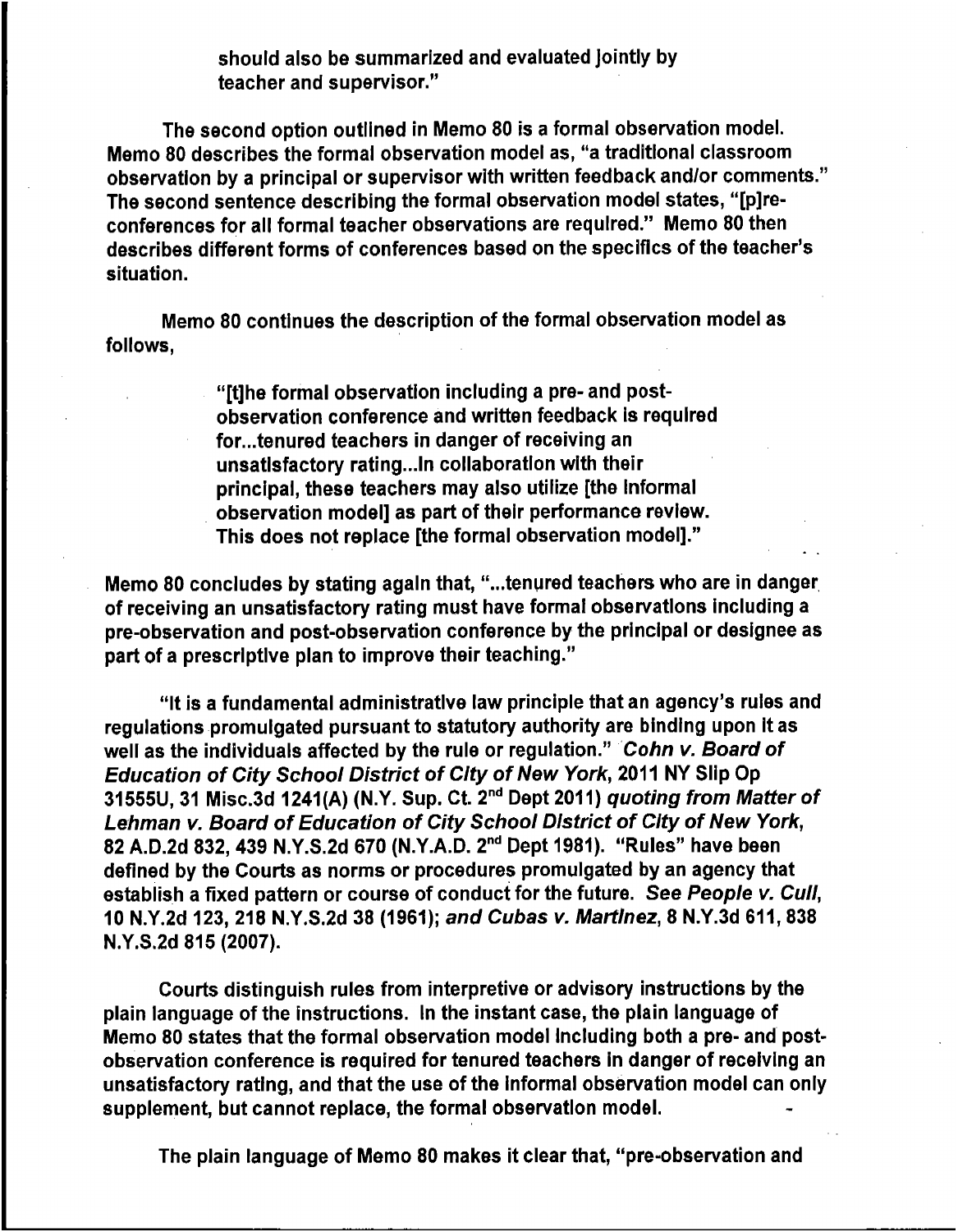should also be summarized and evaluated jointly by teacher and supervisor."

The second option outlined in Memo 80 is a formal observation model. Memo 80 describes the formal observation model as, "a traditional classroom observation by a principal or supervisor with written feedback and/or comments." The second sentence describing the formal observation model states, "[p]re-conferences for all formal teacher observations are required." Memo 80 then describes different forms of conferences based on the specifics of the teacher's situation.

Memo 80 continues the description of the formal observation model as follows,

> "[t]he formal observation including a pre- and post-observation conference and written feedback is required for...tenured teachers in danger of receiving an unsatisfactory rating...In collaboration with their principal, these teachers may also utilize [the informal observation model] as part of their performance review. This does not replace [the formal observation model]."

Memo 80 concludes by stating again that, "...tenured teachers who are in danger of receiving an unsatisfactory rating must have formal observations including a pre-observation and post-observation conference by the principal or designee as part of a prescriptive plan to improve their teaching."

"It is a fundamental administrative law principle that an agency's rules and regulations promulgated pursuant to statutory authority are binding upon it as well as the individuals affected by the rule or regulation." *Cohn v. Board of Education of City School District of City of New York*, 2011 NY Slip Op 31555U, 31 Misc.3d 1241(A) (N.Y. Sup. Ct. 2nd Dept 2011) *quoting from Matter of Lehman v. Board of Education of City School District of City of New York*, 82 A.D.2d 832, 439 N.Y.S.2d 670 (N.Y.A.D. 2nd Dept 1981). "Rules" have been defined by the Courts as norms or procedures promulgated by an agency that establish a fixed pattern or course of conduct for the future. *See People v. Cull*, 10 N.Y.2d 123, 218 N.Y.S.2d 38 (1961); *and Cubas v. Martinez*, 8 N.Y.3d 611, 838 N.Y.S.2d 815 (2007).

Courts distinguish rules from interpretive or advisory instructions by the plain language of the instructions. In the instant case, the plain language of Memo 80 states that the formal observation model including both a pre- and post-observation conference is required for tenured teachers in danger of receiving an unsatisfactory rating, and that the use of the informal observation model can only supplement, but cannot replace, the formal observation model.

The plain language of Memo 80 makes it clear that, "pre-observation and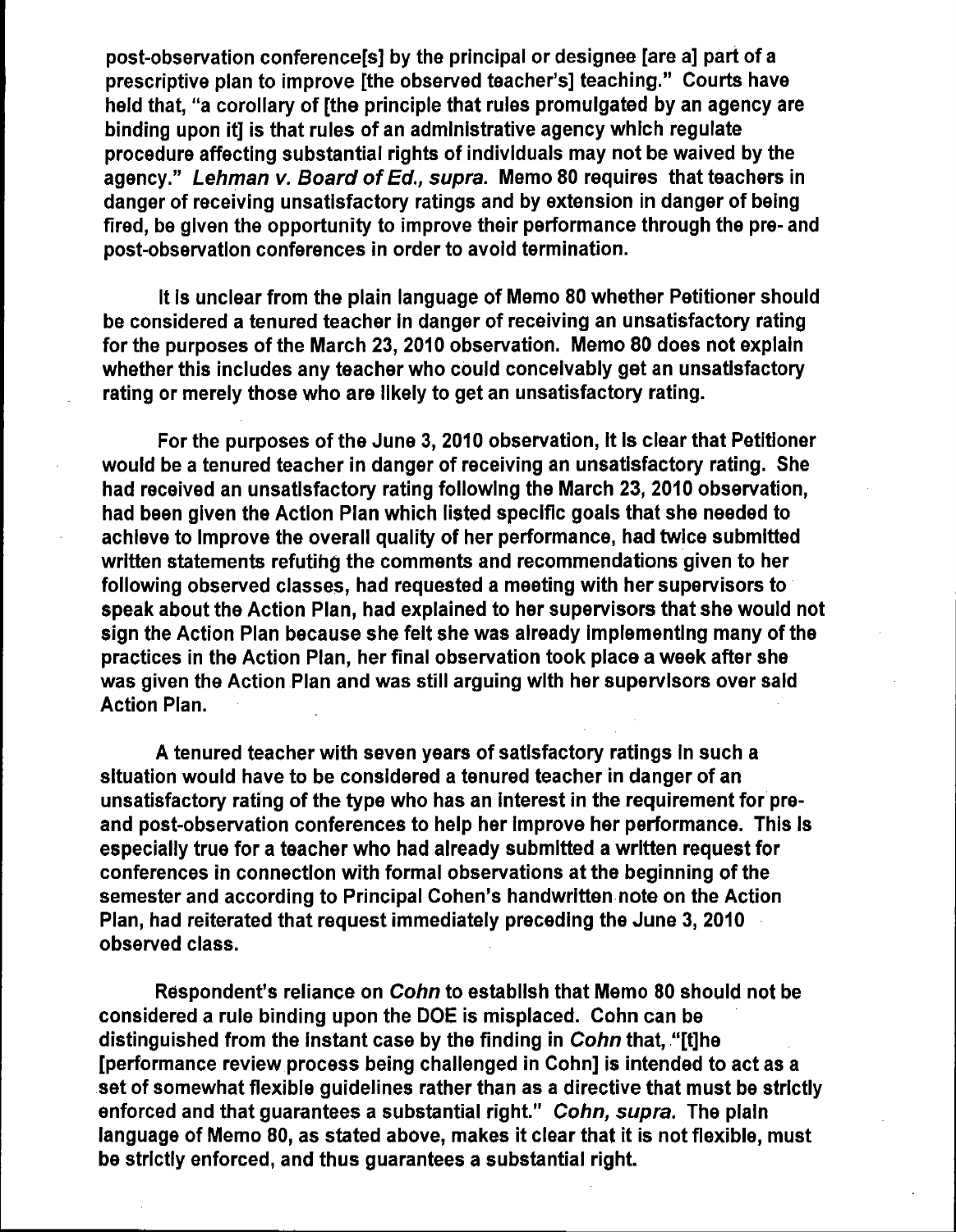post-observation conference[s] by the principal or designee [are a] part of a prescriptive plan to improve [the observed teacher's] teaching." Courts have held that, "a corollary of [the principle that rules promulgated by an agency are binding upon it] is that rules of an administrative agency which regulate procedure affecting substantial rights of individuals may not be waived by the agency." *Lehman v. Board of Ed., supra.* Memo 80 requires that teachers in danger of receiving unsatisfactory ratings and by extension in danger of being fired, be given the opportunity to improve their performance through the pre- and post-observation conferences in order to avoid termination.

It is unclear from the plain language of Memo 80 whether Petitioner should be considered a tenured teacher in danger of receiving an unsatisfactory rating for the purposes of the March 23, 2010 observation. Memo 80 does not explain whether this includes any teacher who could conceivably get an unsatisfactory rating or merely those who are likely to get an unsatisfactory rating.

For the purposes of the June 3, 2010 observation, it is clear that Petitioner would be a tenured teacher in danger of receiving an unsatisfactory rating. She had received an unsatisfactory rating following the March 23, 2010 observation, had been given the Action Plan which listed specific goals that she needed to achieve to improve the overall quality of her performance, had twice submitted written statements refuting the comments and recommendations given to her following observed classes, had requested a meeting with her supervisors to speak about the Action Plan, had explained to her supervisors that she would not sign the Action Plan because she felt she was already implementing many of the practices in the Action Plan, her final observation took place a week after she was given the Action Plan and was still arguing with her supervisors over said Action Plan.

A tenured teacher with seven years of satisfactory ratings in such a situation would have to be considered a tenured teacher in danger of an unsatisfactory rating of the type who has an interest in the requirement for pre- and post-observation conferences to help her improve her performance. This is especially true for a teacher who had already submitted a written request for conferences in connection with formal observations at the beginning of the semester and according to Principal Cohen's handwritten note on the Action Plan, had reiterated that request immediately preceding the June 3, 2010 observed class.

Respondent's reliance on *Cohn* to establish that Memo 80 should not be considered a rule binding upon the DOE is misplaced. Cohn can be distinguished from the instant case by the finding in *Cohn* that, "[t]he [performance review process being challenged in Cohn] is intended to act as a set of somewhat flexible guidelines rather than as a directive that must be strictly enforced and that guarantees a substantial right." *Cohn, supra.* The plain language of Memo 80, as stated above, makes it clear that it is not flexible, must be strictly enforced, and thus guarantees a substantial right.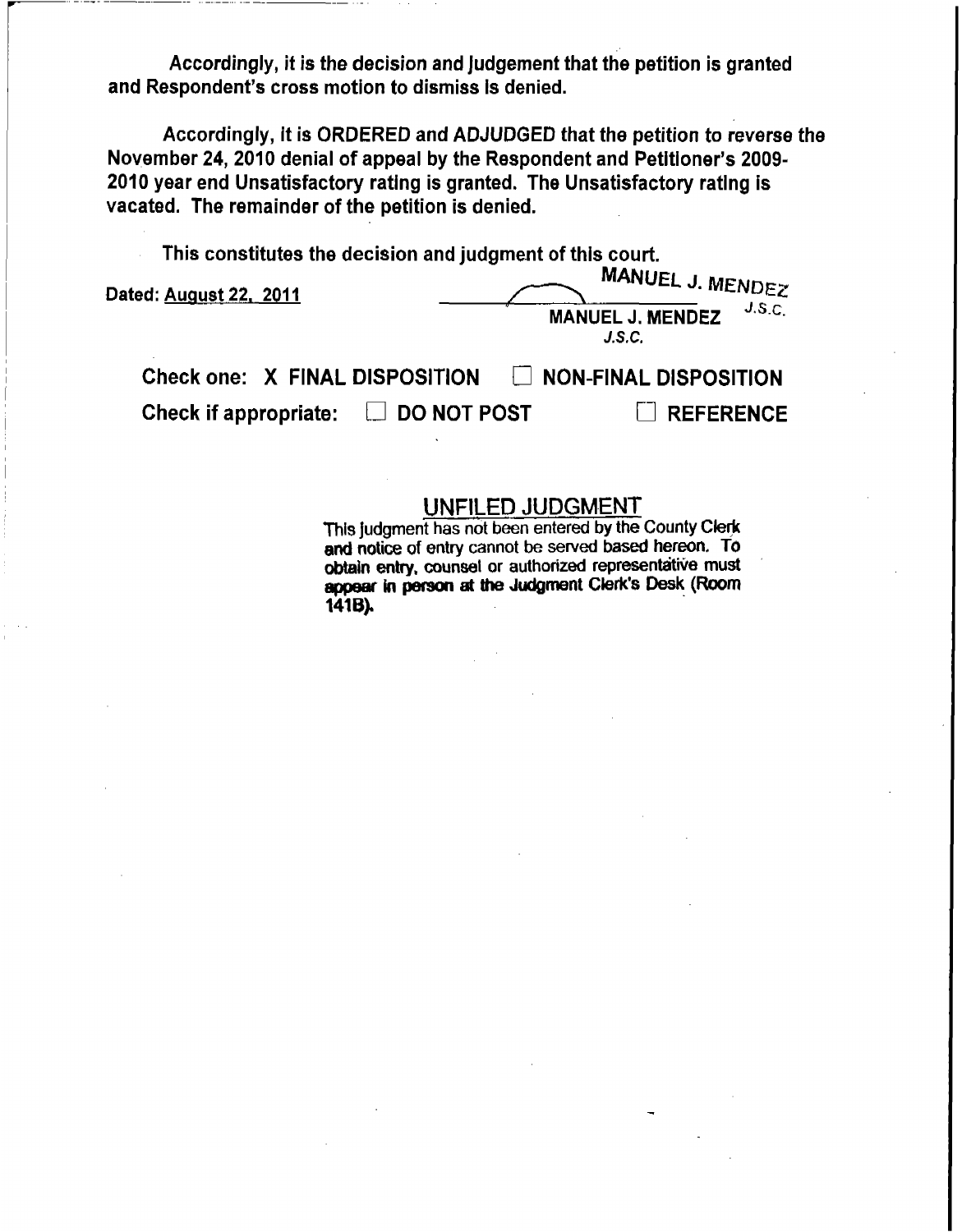Accordingly, it is the decision and judgement that the petition is granted and Respondent's cross motion to dismiss is denied.

Accordingly, it is ORDERED and ADJUDGED that the petition to reverse the November 24, 2010 denial of appeal by the Respondent and Petitioner's 2009-2010 year end Unsatisfactory rating is granted. The Unsatisfactory rating is vacated. The remainder of the petition is denied.

This constitutes the decision and judgment of this court.

Dated: August 22, 2011

MANUEL J. MENDEZ J.S.C.

MANUEL J. MENDEZ
J.S.C.

Check one: X FINAL DISPOSITION ☐ NON-FINAL DISPOSITION

Check if appropriate: ☐ DO NOT POST ☐ REFERENCE

## UNFILED JUDGMENT

This judgment has not been entered by the County Clerk and notice of entry cannot be served based hereon. To obtain entry, counsel or authorized representative must appear in person at the Judgment Clerk's Desk (Room 141B).